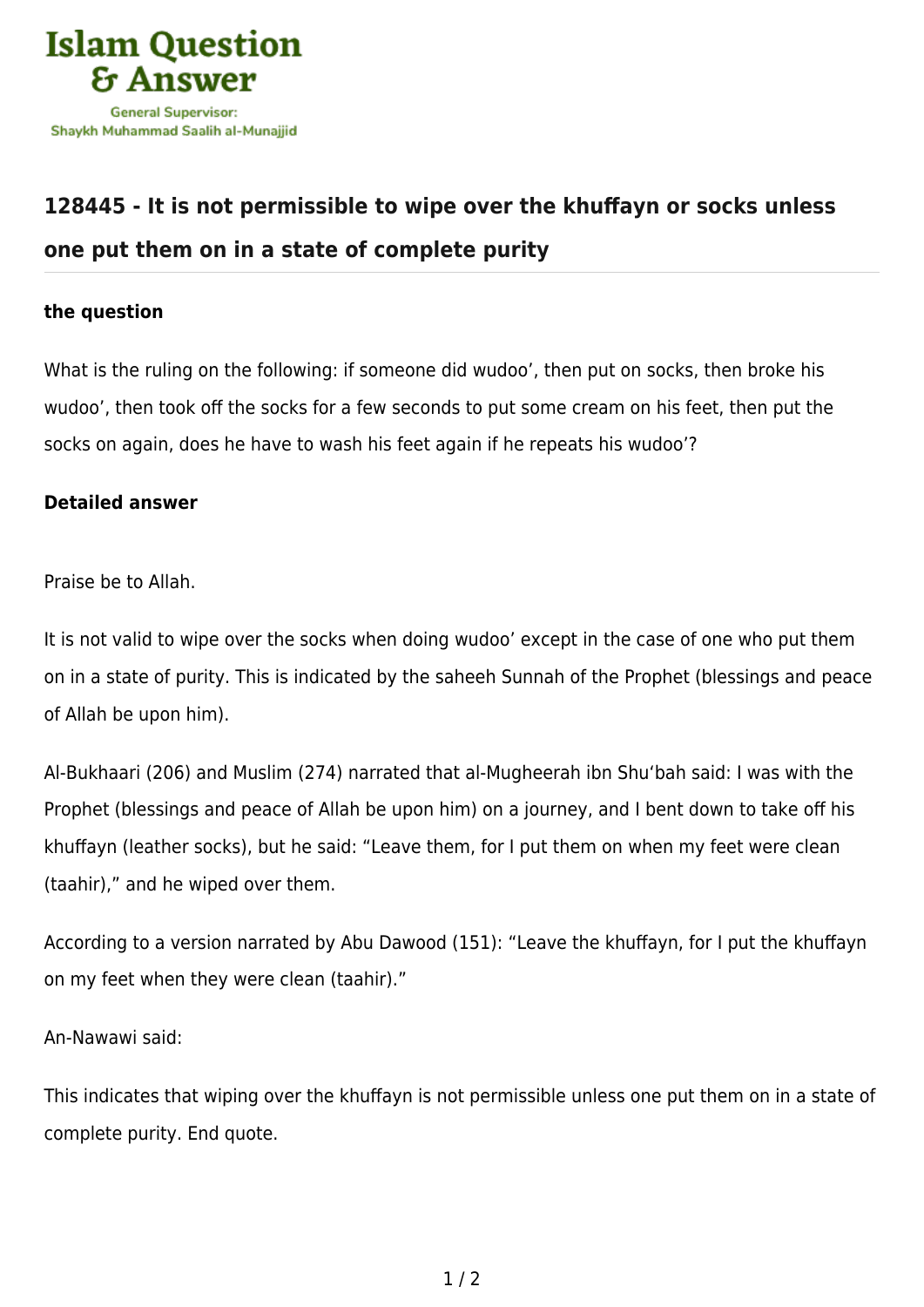Islam Question & Answer

General Supervisor:
Shaykh Muhammad Saalih al-Munajjid

## 128445 - It is not permissible to wipe over the khuffayn or socks unless one put them on in a state of complete purity

**the question**

What is the ruling on the following: if someone did wudoo', then put on socks, then broke his wudoo', then took off the socks for a few seconds to put some cream on his feet, then put the socks on again, does he have to wash his feet again if he repeats his wudoo'?

**Detailed answer**

Praise be to Allah.

It is not valid to wipe over the socks when doing wudoo' except in the case of one who put them on in a state of purity. This is indicated by the saheeh Sunnah of the Prophet (blessings and peace of Allah be upon him).

Al-Bukhaari (206) and Muslim (274) narrated that al-Mugheerah ibn Shu'bah said: I was with the Prophet (blessings and peace of Allah be upon him) on a journey, and I bent down to take off his khuffayn (leather socks), but he said: "Leave them, for I put them on when my feet were clean (taahir)," and he wiped over them.

According to a version narrated by Abu Dawood (151): "Leave the khuffayn, for I put the khuffayn on my feet when they were clean (taahir)."

An-Nawawi said:

This indicates that wiping over the khuffayn is not permissible unless one put them on in a state of complete purity. End quote.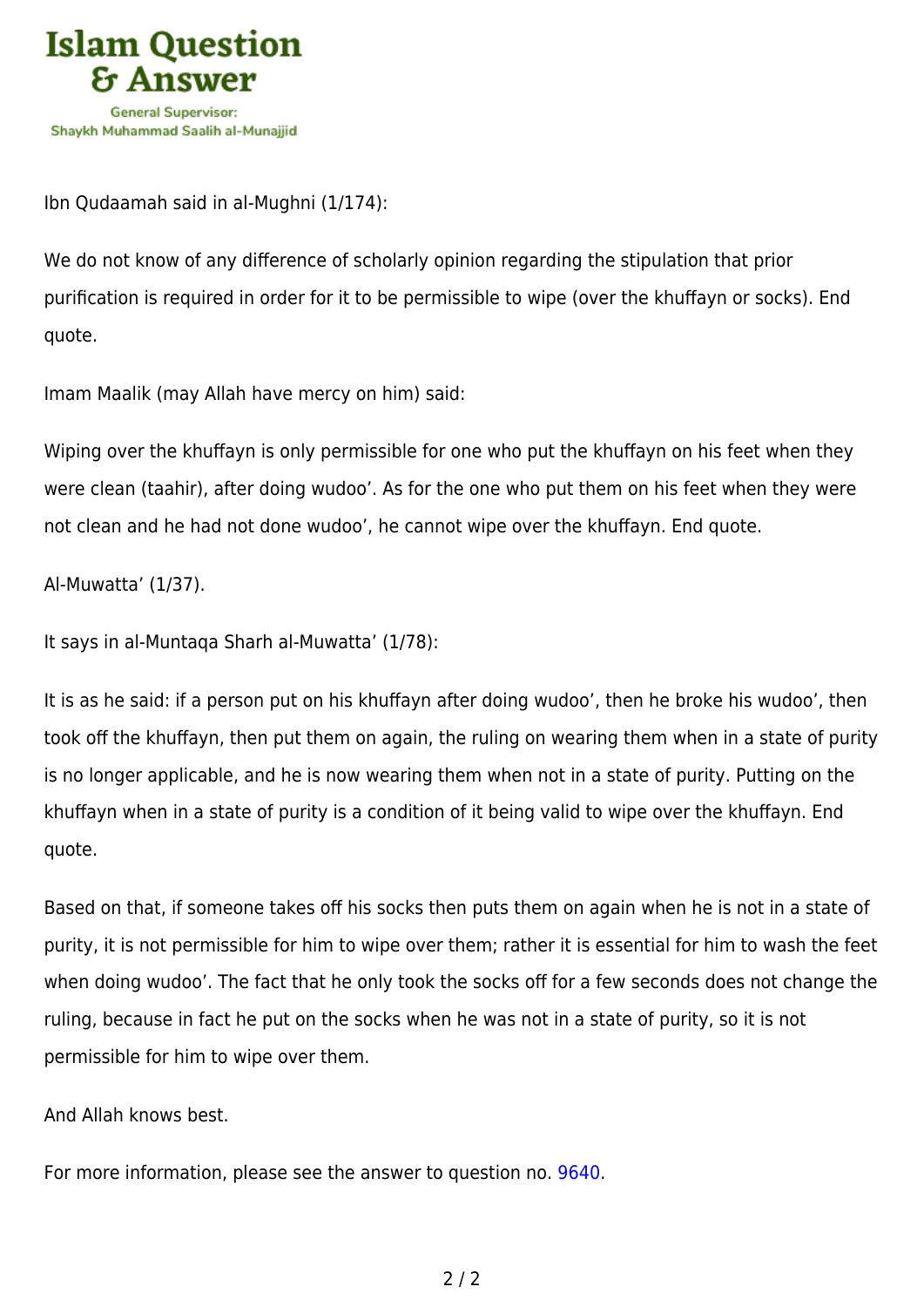Ibn Qudaamah said in al-Mughni (1/174):

We do not know of any difference of scholarly opinion regarding the stipulation that prior purification is required in order for it to be permissible to wipe (over the khuffayn or socks). End quote.

Imam Maalik (may Allah have mercy on him) said:

Wiping over the khuffayn is only permissible for one who put the khuffayn on his feet when they were clean (taahir), after doing wudoo'. As for the one who put them on his feet when they were not clean and he had not done wudoo', he cannot wipe over the khuffayn. End quote.

Al-Muwatta' (1/37).

It says in al-Muntaqa Sharh al-Muwatta' (1/78):

It is as he said: if a person put on his khuffayn after doing wudoo', then he broke his wudoo', then took off the khuffayn, then put them on again, the ruling on wearing them when in a state of purity is no longer applicable, and he is now wearing them when not in a state of purity. Putting on the khuffayn when in a state of purity is a condition of it being valid to wipe over the khuffayn. End quote.

Based on that, if someone takes off his socks then puts them on again when he is not in a state of purity, it is not permissible for him to wipe over them; rather it is essential for him to wash the feet when doing wudoo'. The fact that he only took the socks off for a few seconds does not change the ruling, because in fact he put on the socks when he was not in a state of purity, so it is not permissible for him to wipe over them.

And Allah knows best.

For more information, please see the answer to question no. 9640.